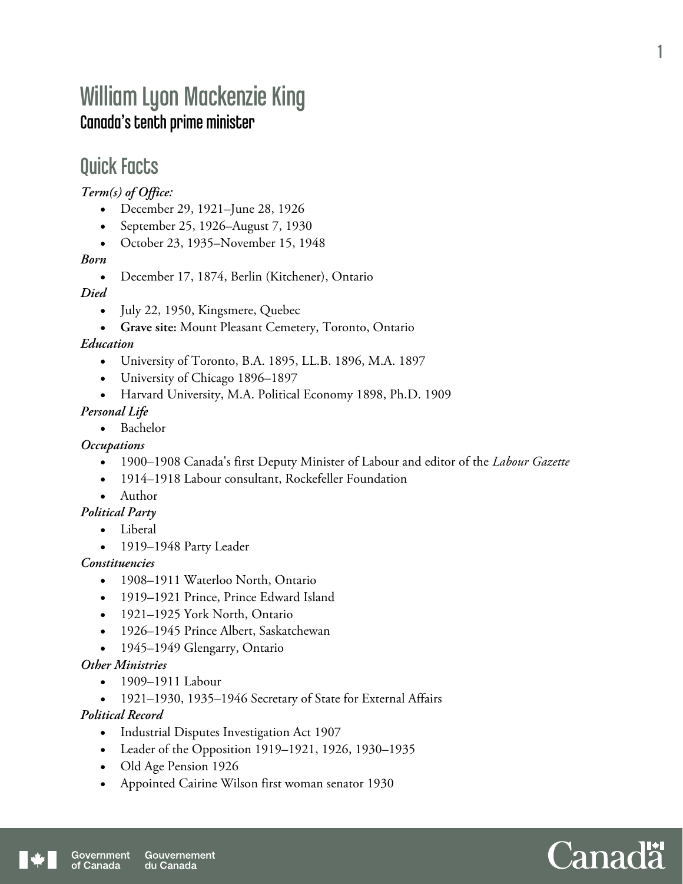# William Lyon Mackenzie King

### Canada's tenth prime minister

## Quick Facts

***Term(s) of Office:***

- December 29, 1921–June 28, 1926
- September 25, 1926–August 7, 1930
- October 23, 1935–November 15, 1948

***Born***

- December 17, 1874, Berlin (Kitchener), Ontario

***Died***

- July 22, 1950, Kingsmere, Quebec
- **Grave site:** Mount Pleasant Cemetery, Toronto, Ontario

***Education***

- University of Toronto, B.A. 1895, LL.B. 1896, M.A. 1897
- University of Chicago 1896–1897
- Harvard University, M.A. Political Economy 1898, Ph.D. 1909

***Personal Life***

- Bachelor

***Occupations***

- 1900–1908 Canada's first Deputy Minister of Labour and editor of the *Labour Gazette*
- 1914–1918 Labour consultant, Rockefeller Foundation
- Author

***Political Party***

- Liberal
- 1919–1948 Party Leader

***Constituencies***

- 1908–1911 Waterloo North, Ontario
- 1919–1921 Prince, Prince Edward Island
- 1921–1925 York North, Ontario
- 1926–1945 Prince Albert, Saskatchewan
- 1945–1949 Glengarry, Ontario

***Other Ministries***

- 1909–1911 Labour
- 1921–1930, 1935–1946 Secretary of State for External Affairs

***Political Record***

- Industrial Disputes Investigation Act 1907
- Leader of the Opposition 1919–1921, 1926, 1930–1935
- Old Age Pension 1926
- Appointed Cairine Wilson first woman senator 1930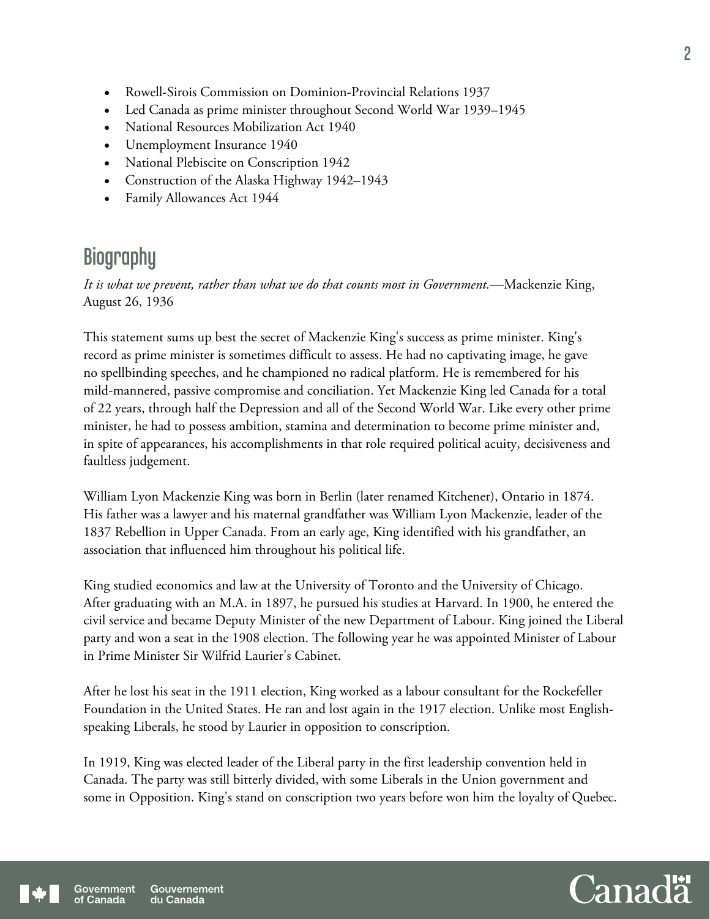- Rowell-Sirois Commission on Dominion-Provincial Relations 1937
- Led Canada as prime minister throughout Second World War 1939–1945
- National Resources Mobilization Act 1940
- Unemployment Insurance 1940
- National Plebiscite on Conscription 1942
- Construction of the Alaska Highway 1942–1943
- Family Allowances Act 1944

## Biography

*It is what we prevent, rather than what we do that counts most in Government.*—Mackenzie King, August 26, 1936

This statement sums up best the secret of Mackenzie King's success as prime minister. King's record as prime minister is sometimes difficult to assess. He had no captivating image, he gave no spellbinding speeches, and he championed no radical platform. He is remembered for his mild-mannered, passive compromise and conciliation. Yet Mackenzie King led Canada for a total of 22 years, through half the Depression and all of the Second World War. Like every other prime minister, he had to possess ambition, stamina and determination to become prime minister and, in spite of appearances, his accomplishments in that role required political acuity, decisiveness and faultless judgement.

William Lyon Mackenzie King was born in Berlin (later renamed Kitchener), Ontario in 1874. His father was a lawyer and his maternal grandfather was William Lyon Mackenzie, leader of the 1837 Rebellion in Upper Canada. From an early age, King identified with his grandfather, an association that influenced him throughout his political life.

King studied economics and law at the University of Toronto and the University of Chicago. After graduating with an M.A. in 1897, he pursued his studies at Harvard. In 1900, he entered the civil service and became Deputy Minister of the new Department of Labour. King joined the Liberal party and won a seat in the 1908 election. The following year he was appointed Minister of Labour in Prime Minister Sir Wilfrid Laurier's Cabinet.

After he lost his seat in the 1911 election, King worked as a labour consultant for the Rockefeller Foundation in the United States. He ran and lost again in the 1917 election. Unlike most English-speaking Liberals, he stood by Laurier in opposition to conscription.

In 1919, King was elected leader of the Liberal party in the first leadership convention held in Canada. The party was still bitterly divided, with some Liberals in the Union government and some in Opposition. King's stand on conscription two years before won him the loyalty of Quebec.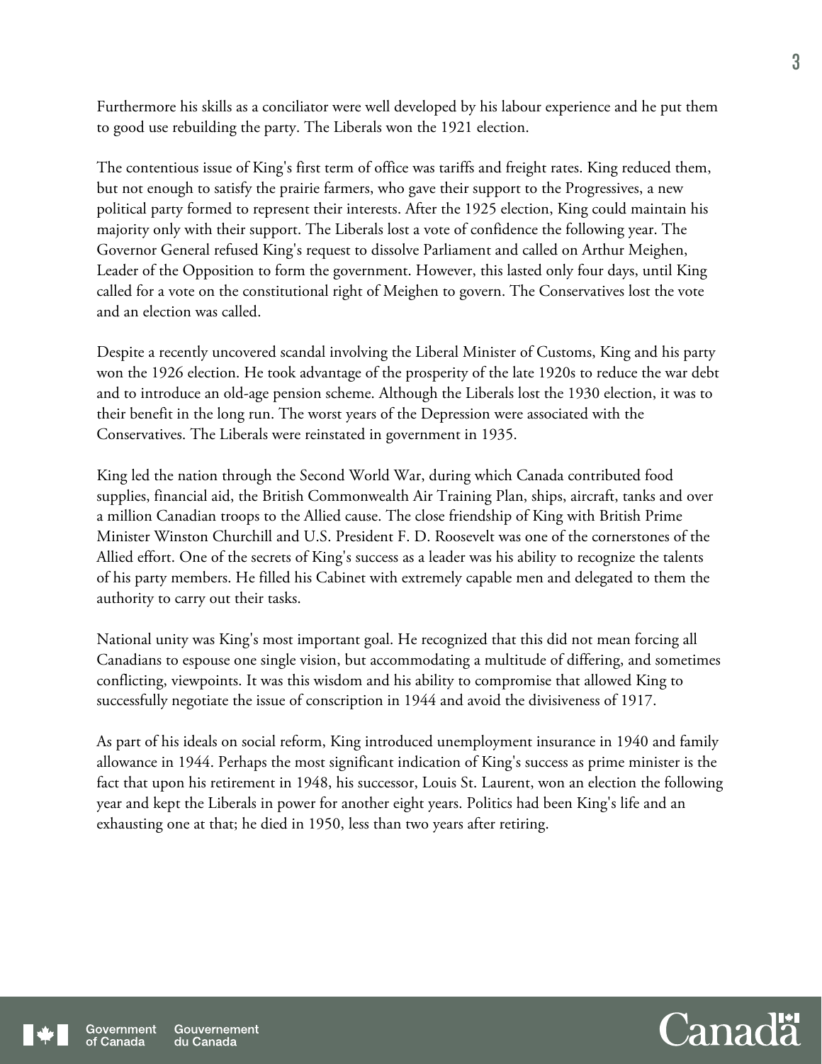Furthermore his skills as a conciliator were well developed by his labour experience and he put them to good use rebuilding the party. The Liberals won the 1921 election.

The contentious issue of King's first term of office was tariffs and freight rates. King reduced them, but not enough to satisfy the prairie farmers, who gave their support to the Progressives, a new political party formed to represent their interests. After the 1925 election, King could maintain his majority only with their support. The Liberals lost a vote of confidence the following year. The Governor General refused King's request to dissolve Parliament and called on Arthur Meighen, Leader of the Opposition to form the government. However, this lasted only four days, until King called for a vote on the constitutional right of Meighen to govern. The Conservatives lost the vote and an election was called.

Despite a recently uncovered scandal involving the Liberal Minister of Customs, King and his party won the 1926 election. He took advantage of the prosperity of the late 1920s to reduce the war debt and to introduce an old-age pension scheme. Although the Liberals lost the 1930 election, it was to their benefit in the long run. The worst years of the Depression were associated with the Conservatives. The Liberals were reinstated in government in 1935.

King led the nation through the Second World War, during which Canada contributed food supplies, financial aid, the British Commonwealth Air Training Plan, ships, aircraft, tanks and over a million Canadian troops to the Allied cause. The close friendship of King with British Prime Minister Winston Churchill and U.S. President F. D. Roosevelt was one of the cornerstones of the Allied effort. One of the secrets of King's success as a leader was his ability to recognize the talents of his party members. He filled his Cabinet with extremely capable men and delegated to them the authority to carry out their tasks.

National unity was King's most important goal. He recognized that this did not mean forcing all Canadians to espouse one single vision, but accommodating a multitude of differing, and sometimes conflicting, viewpoints. It was this wisdom and his ability to compromise that allowed King to successfully negotiate the issue of conscription in 1944 and avoid the divisiveness of 1917.

As part of his ideals on social reform, King introduced unemployment insurance in 1940 and family allowance in 1944. Perhaps the most significant indication of King's success as prime minister is the fact that upon his retirement in 1948, his successor, Louis St. Laurent, won an election the following year and kept the Liberals in power for another eight years. Politics had been King's life and an exhausting one at that; he died in 1950, less than two years after retiring.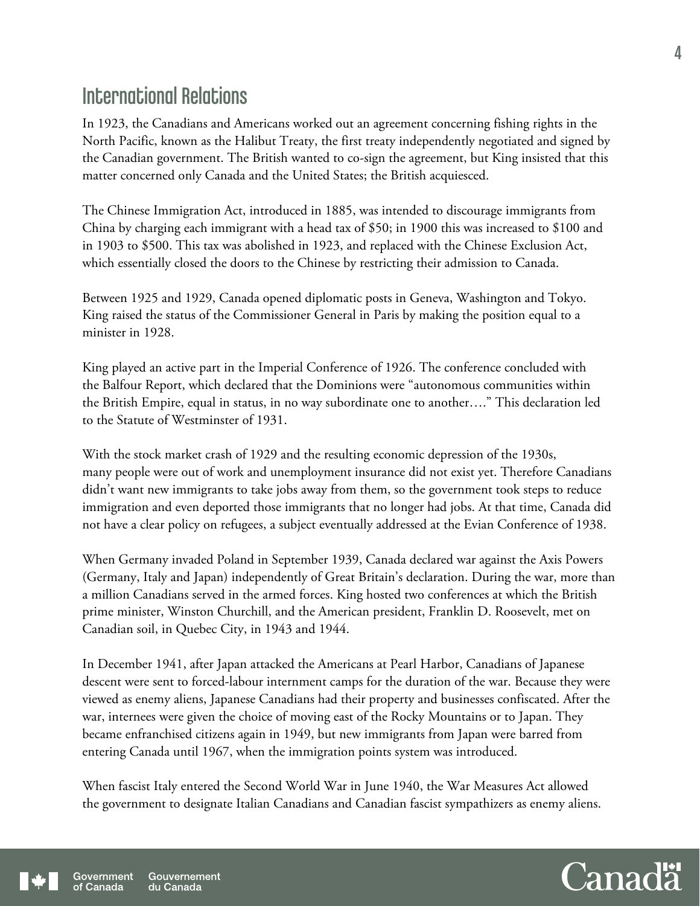## International Relations

In 1923, the Canadians and Americans worked out an agreement concerning fishing rights in the North Pacific, known as the Halibut Treaty, the first treaty independently negotiated and signed by the Canadian government. The British wanted to co-sign the agreement, but King insisted that this matter concerned only Canada and the United States; the British acquiesced.

The Chinese Immigration Act, introduced in 1885, was intended to discourage immigrants from China by charging each immigrant with a head tax of $50; in 1900 this was increased to $100 and in 1903 to $500. This tax was abolished in 1923, and replaced with the Chinese Exclusion Act, which essentially closed the doors to the Chinese by restricting their admission to Canada.

Between 1925 and 1929, Canada opened diplomatic posts in Geneva, Washington and Tokyo. King raised the status of the Commissioner General in Paris by making the position equal to a minister in 1928.

King played an active part in the Imperial Conference of 1926. The conference concluded with the Balfour Report, which declared that the Dominions were “autonomous communities within the British Empire, equal in status, in no way subordinate one to another….” This declaration led to the Statute of Westminster of 1931.

With the stock market crash of 1929 and the resulting economic depression of the 1930s, many people were out of work and unemployment insurance did not exist yet. Therefore Canadians didn’t want new immigrants to take jobs away from them, so the government took steps to reduce immigration and even deported those immigrants that no longer had jobs. At that time, Canada did not have a clear policy on refugees, a subject eventually addressed at the Evian Conference of 1938.

When Germany invaded Poland in September 1939, Canada declared war against the Axis Powers (Germany, Italy and Japan) independently of Great Britain’s declaration. During the war, more than a million Canadians served in the armed forces. King hosted two conferences at which the British prime minister, Winston Churchill, and the American president, Franklin D. Roosevelt, met on Canadian soil, in Quebec City, in 1943 and 1944.

In December 1941, after Japan attacked the Americans at Pearl Harbor, Canadians of Japanese descent were sent to forced-labour internment camps for the duration of the war. Because they were viewed as enemy aliens, Japanese Canadians had their property and businesses confiscated. After the war, internees were given the choice of moving east of the Rocky Mountains or to Japan. They became enfranchised citizens again in 1949, but new immigrants from Japan were barred from entering Canada until 1967, when the immigration points system was introduced.

When fascist Italy entered the Second World War in June 1940, the War Measures Act allowed the government to designate Italian Canadians and Canadian fascist sympathizers as enemy aliens.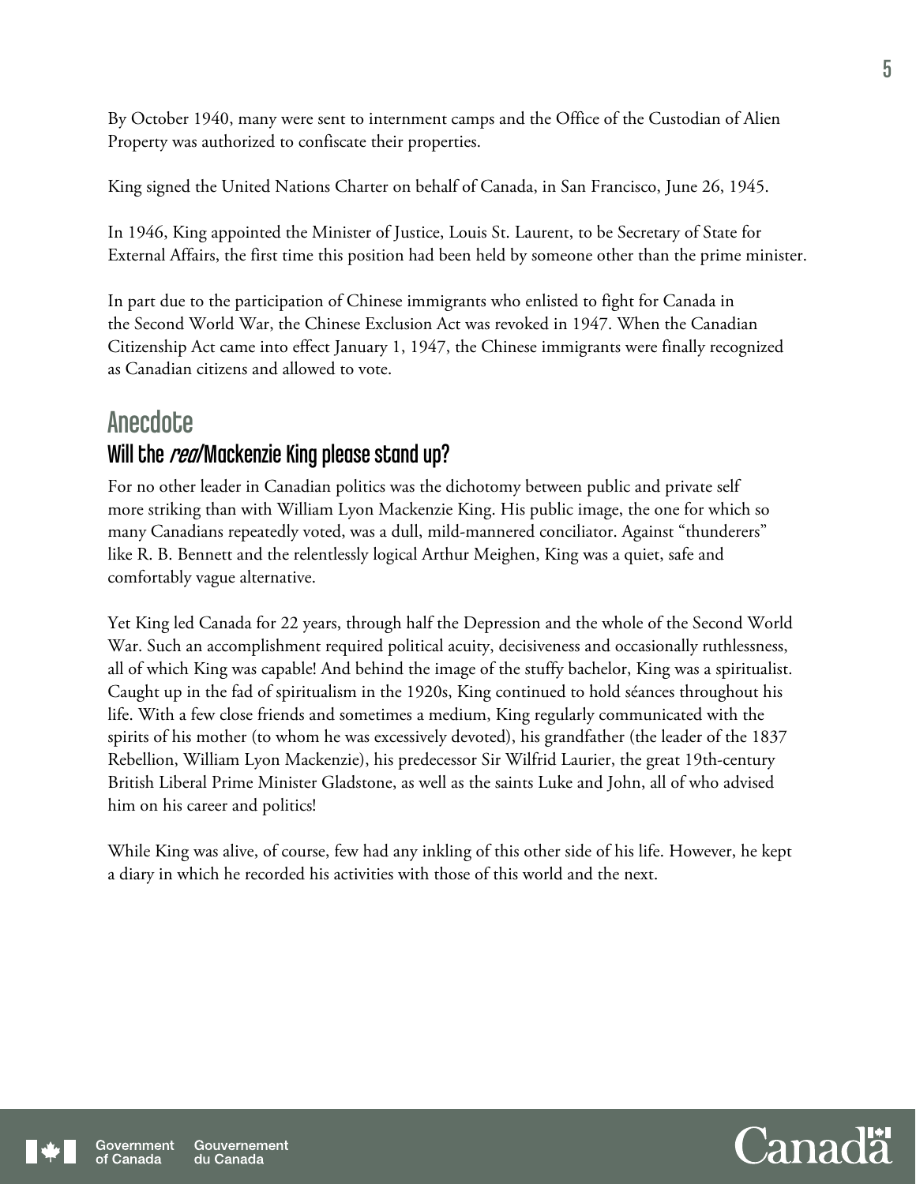By October 1940, many were sent to internment camps and the Office of the Custodian of Alien Property was authorized to confiscate their properties.

King signed the United Nations Charter on behalf of Canada, in San Francisco, June 26, 1945.

In 1946, King appointed the Minister of Justice, Louis St. Laurent, to be Secretary of State for External Affairs, the first time this position had been held by someone other than the prime minister.

In part due to the participation of Chinese immigrants who enlisted to fight for Canada in the Second World War, the Chinese Exclusion Act was revoked in 1947. When the Canadian Citizenship Act came into effect January 1, 1947, the Chinese immigrants were finally recognized as Canadian citizens and allowed to vote.

## Anecdote

### Will the *real* Mackenzie King please stand up?

For no other leader in Canadian politics was the dichotomy between public and private self more striking than with William Lyon Mackenzie King. His public image, the one for which so many Canadians repeatedly voted, was a dull, mild-mannered conciliator. Against "thunderers" like R. B. Bennett and the relentlessly logical Arthur Meighen, King was a quiet, safe and comfortably vague alternative.

Yet King led Canada for 22 years, through half the Depression and the whole of the Second World War. Such an accomplishment required political acuity, decisiveness and occasionally ruthlessness, all of which King was capable! And behind the image of the stuffy bachelor, King was a spiritualist. Caught up in the fad of spiritualism in the 1920s, King continued to hold séances throughout his life. With a few close friends and sometimes a medium, King regularly communicated with the spirits of his mother (to whom he was excessively devoted), his grandfather (the leader of the 1837 Rebellion, William Lyon Mackenzie), his predecessor Sir Wilfrid Laurier, the great 19th-century British Liberal Prime Minister Gladstone, as well as the saints Luke and John, all of who advised him on his career and politics!

While King was alive, of course, few had any inkling of this other side of his life. However, he kept a diary in which he recorded his activities with those of this world and the next.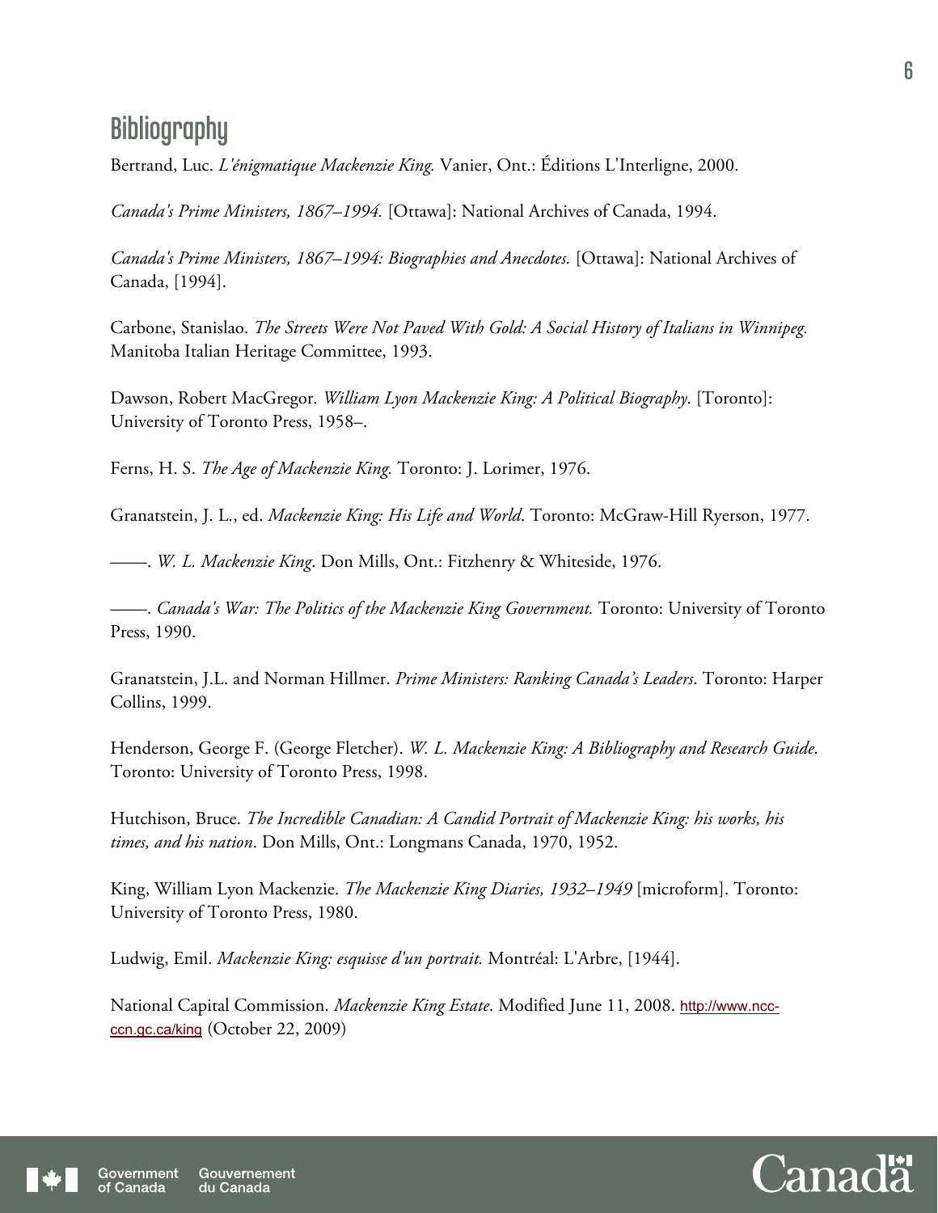## Bibliography

Bertrand, Luc. *L'énigmatique Mackenzie King.* Vanier, Ont.: Éditions L'Interligne, 2000.

*Canada's Prime Ministers, 1867–1994.* [Ottawa]: National Archives of Canada, 1994.

*Canada's Prime Ministers, 1867–1994: Biographies and Anecdotes.* [Ottawa]: National Archives of Canada, [1994].

Carbone, Stanislao. *The Streets Were Not Paved With Gold: A Social History of Italians in Winnipeg.* Manitoba Italian Heritage Committee, 1993.

Dawson, Robert MacGregor. *William Lyon Mackenzie King: A Political Biography*. [Toronto]: University of Toronto Press, 1958–.

Ferns, H. S. *The Age of Mackenzie King.* Toronto: J. Lorimer, 1976.

Granatstein, J. L., ed. *Mackenzie King: His Life and World*. Toronto: McGraw-Hill Ryerson, 1977.

——. *W. L. Mackenzie King*. Don Mills, Ont.: Fitzhenry & Whiteside, 1976.

——. *Canada's War: The Politics of the Mackenzie King Government.* Toronto: University of Toronto Press, 1990.

Granatstein, J.L. and Norman Hillmer. *Prime Ministers: Ranking Canada's Leaders*. Toronto: Harper Collins, 1999.

Henderson, George F. (George Fletcher). *W. L. Mackenzie King: A Bibliography and Research Guide.* Toronto: University of Toronto Press, 1998.

Hutchison, Bruce. *The Incredible Canadian: A Candid Portrait of Mackenzie King: his works, his times, and his nation*. Don Mills, Ont.: Longmans Canada, 1970, 1952.

King, William Lyon Mackenzie. *The Mackenzie King Diaries, 1932–1949* [microform]. Toronto: University of Toronto Press, 1980.

Ludwig, Emil. *Mackenzie King: esquisse d'un portrait.* Montréal: L'Arbre, [1944].

National Capital Commission. *Mackenzie King Estate*. Modified June 11, 2008. http://www.ncc-ccn.gc.ca/king (October 22, 2009)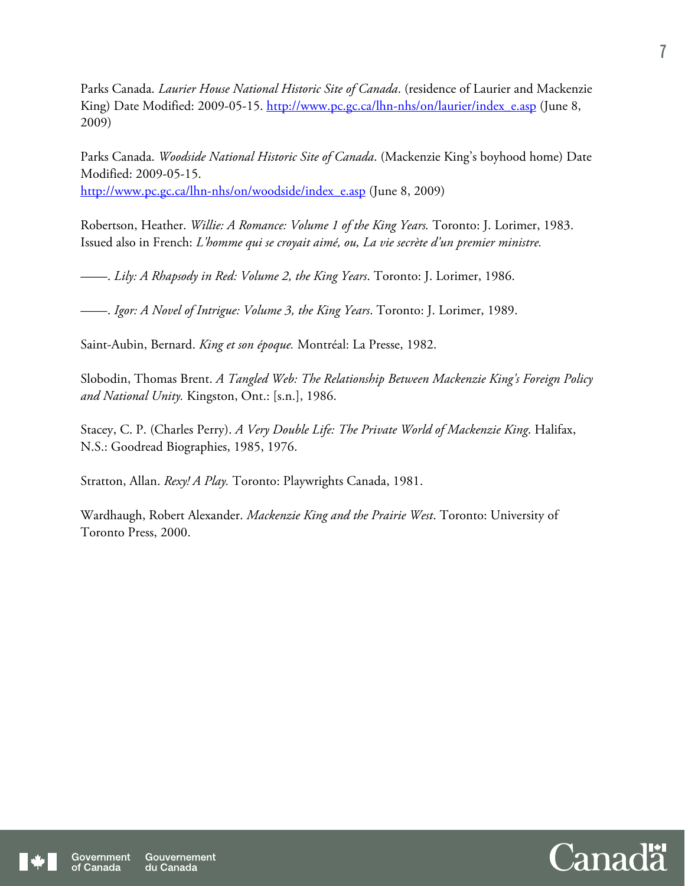Parks Canada. *Laurier House National Historic Site of Canada*. (residence of Laurier and Mackenzie King) Date Modified: 2009-05-15. [http://www.pc.gc.ca/lhn-nhs/on/laurier/index_e.asp](http://www.pc.gc.ca/lhn-nhs/on/laurier/index_e.asp) (June 8, 2009)

Parks Canada. *Woodside National Historic Site of Canada*. (Mackenzie King's boyhood home) Date Modified: 2009-05-15. [http://www.pc.gc.ca/lhn-nhs/on/woodside/index_e.asp](http://www.pc.gc.ca/lhn-nhs/on/woodside/index_e.asp) (June 8, 2009)

Robertson, Heather. *Willie: A Romance: Volume 1 of the King Years.* Toronto: J. Lorimer, 1983. Issued also in French: *L'homme qui se croyait aimé, ou, La vie secrète d'un premier ministre.*

——. *Lily: A Rhapsody in Red: Volume 2, the King Years*. Toronto: J. Lorimer, 1986.

——. *Igor: A Novel of Intrigue: Volume 3, the King Years*. Toronto: J. Lorimer, 1989.

Saint-Aubin, Bernard. *King et son époque.* Montréal: La Presse, 1982.

Slobodin, Thomas Brent. *A Tangled Web: The Relationship Between Mackenzie King's Foreign Policy and National Unity.* Kingston, Ont.: [s.n.], 1986.

Stacey, C. P. (Charles Perry). *A Very Double Life: The Private World of Mackenzie King*. Halifax, N.S.: Goodread Biographies, 1985, 1976.

Stratton, Allan. *Rexy! A Play.* Toronto: Playwrights Canada, 1981.

Wardhaugh, Robert Alexander. *Mackenzie King and the Prairie West*. Toronto: University of Toronto Press, 2000.